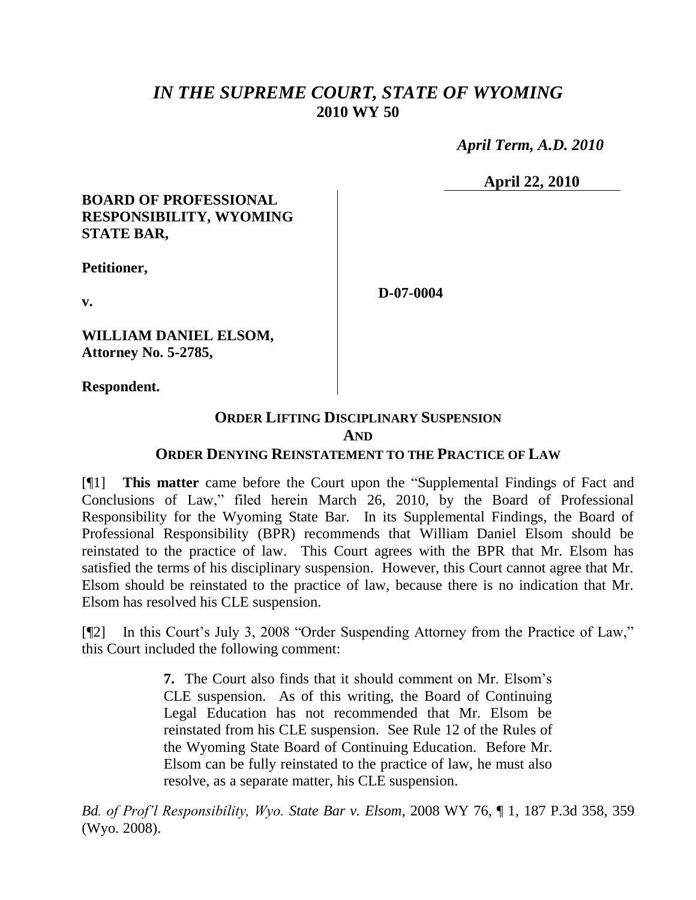# *IN THE SUPREME COURT, STATE OF WYOMING*
## 2010 WY 50

*April Term, A.D. 2010*

**April 22, 2010**

**BOARD OF PROFESSIONAL RESPONSIBILITY, WYOMING STATE BAR,**

**Petitioner,**

**v.**

**D-07-0004**

**WILLIAM DANIEL ELSOM, Attorney No. 5-2785,**

**Respondent.**

### ORDER LIFTING DISCIPLINARY SUSPENSION AND ORDER DENYING REINSTATEMENT TO THE PRACTICE OF LAW

[¶1] **This matter** came before the Court upon the "Supplemental Findings of Fact and Conclusions of Law," filed herein March 26, 2010, by the Board of Professional Responsibility for the Wyoming State Bar. In its Supplemental Findings, the Board of Professional Responsibility (BPR) recommends that William Daniel Elsom should be reinstated to the practice of law. This Court agrees with the BPR that Mr. Elsom has satisfied the terms of his disciplinary suspension. However, this Court cannot agree that Mr. Elsom should be reinstated to the practice of law, because there is no indication that Mr. Elsom has resolved his CLE suspension.

[¶2] In this Court's July 3, 2008 "Order Suspending Attorney from the Practice of Law," this Court included the following comment:

> **7.** The Court also finds that it should comment on Mr. Elsom's CLE suspension. As of this writing, the Board of Continuing Legal Education has not recommended that Mr. Elsom be reinstated from his CLE suspension. See Rule 12 of the Rules of the Wyoming State Board of Continuing Education. Before Mr. Elsom can be fully reinstated to the practice of law, he must also resolve, as a separate matter, his CLE suspension.

*Bd. of Prof'l Responsibility, Wyo. State Bar v. Elsom*, 2008 WY 76, ¶ 1, 187 P.3d 358, 359 (Wyo. 2008).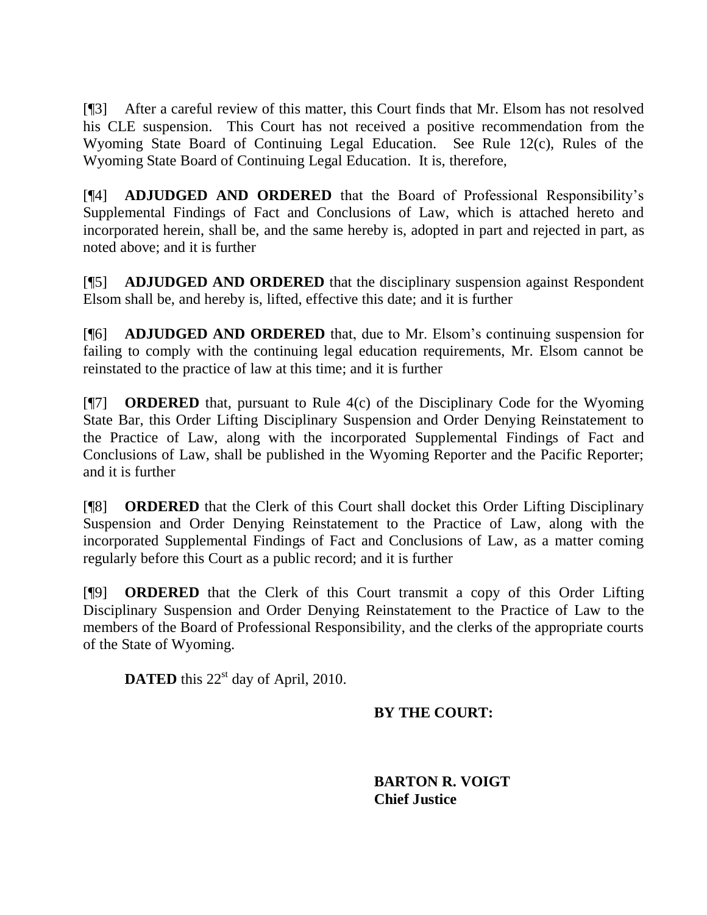[¶3] After a careful review of this matter, this Court finds that Mr. Elsom has not resolved his CLE suspension. This Court has not received a positive recommendation from the Wyoming State Board of Continuing Legal Education. See Rule 12(c), Rules of the Wyoming State Board of Continuing Legal Education. It is, therefore,

[¶4] **ADJUDGED AND ORDERED** that the Board of Professional Responsibility's Supplemental Findings of Fact and Conclusions of Law, which is attached hereto and incorporated herein, shall be, and the same hereby is, adopted in part and rejected in part, as noted above; and it is further

[¶5] **ADJUDGED AND ORDERED** that the disciplinary suspension against Respondent Elsom shall be, and hereby is, lifted, effective this date; and it is further

[¶6] **ADJUDGED AND ORDERED** that, due to Mr. Elsom's continuing suspension for failing to comply with the continuing legal education requirements, Mr. Elsom cannot be reinstated to the practice of law at this time; and it is further

[¶7] **ORDERED** that, pursuant to Rule 4(c) of the Disciplinary Code for the Wyoming State Bar, this Order Lifting Disciplinary Suspension and Order Denying Reinstatement to the Practice of Law, along with the incorporated Supplemental Findings of Fact and Conclusions of Law, shall be published in the Wyoming Reporter and the Pacific Reporter; and it is further

[¶8] **ORDERED** that the Clerk of this Court shall docket this Order Lifting Disciplinary Suspension and Order Denying Reinstatement to the Practice of Law, along with the incorporated Supplemental Findings of Fact and Conclusions of Law, as a matter coming regularly before this Court as a public record; and it is further

[¶9] **ORDERED** that the Clerk of this Court transmit a copy of this Order Lifting Disciplinary Suspension and Order Denying Reinstatement to the Practice of Law to the members of the Board of Professional Responsibility, and the clerks of the appropriate courts of the State of Wyoming.

**DATED** this 22nd day of April, 2010.

**BY THE COURT:**

**BARTON R. VOIGT**
**Chief Justice**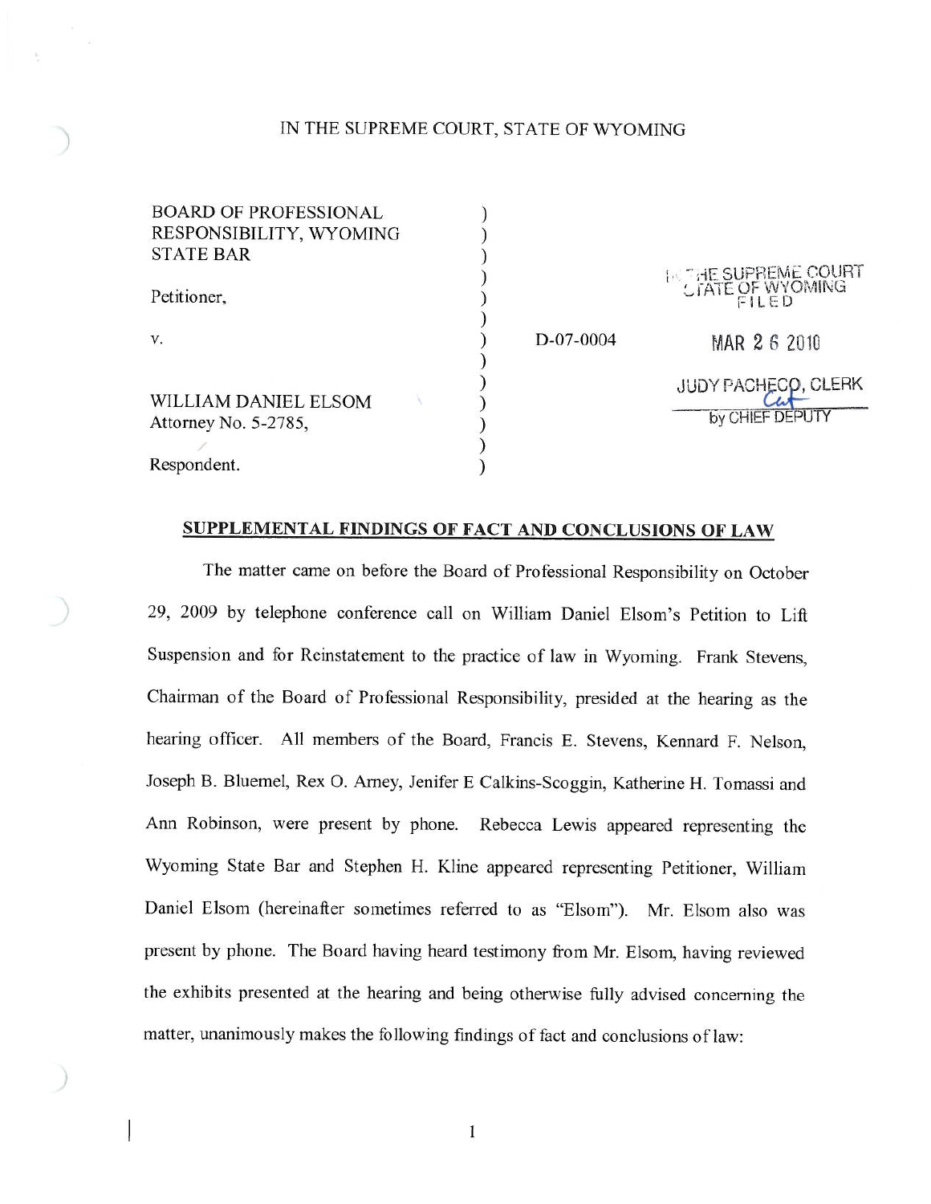IN THE SUPREME COURT, STATE OF WYOMING

| | | |
|---|---|---|
| BOARD OF PROFESSIONAL RESPONSIBILITY, WYOMING STATE BAR<br><br>Petitioner,<br><br>v.<br><br>WILLIAM DANIEL ELSOM<br>Attorney No. 5-2785,<br><br>Respondent. | D-07-0004 | IN THE SUPREME COURT<br>STATE OF WYOMING<br>FILED<br><br>MAR 26 2010<br><br>JUDY PACHECO, CLERK<br>by CHIEF DEPUTY |

**SUPPLEMENTAL FINDINGS OF FACT AND CONCLUSIONS OF LAW**

The matter came on before the Board of Professional Responsibility on October 29, 2009 by telephone conference call on William Daniel Elsom's Petition to Lift Suspension and for Reinstatement to the practice of law in Wyoming. Frank Stevens, Chairman of the Board of Professional Responsibility, presided at the hearing as the hearing officer. All members of the Board, Francis E. Stevens, Kennard F. Nelson, Joseph B. Bluemel, Rex O. Arney, Jenifer E Calkins-Scoggin, Katherine H. Tomassi and Ann Robinson, were present by phone. Rebecca Lewis appeared representing the Wyoming State Bar and Stephen H. Kline appeared representing Petitioner, William Daniel Elsom (hereinafter sometimes referred to as "Elsom"). Mr. Elsom also was present by phone. The Board having heard testimony from Mr. Elsom, having reviewed the exhibits presented at the hearing and being otherwise fully advised concerning the matter, unanimously makes the following findings of fact and conclusions of law: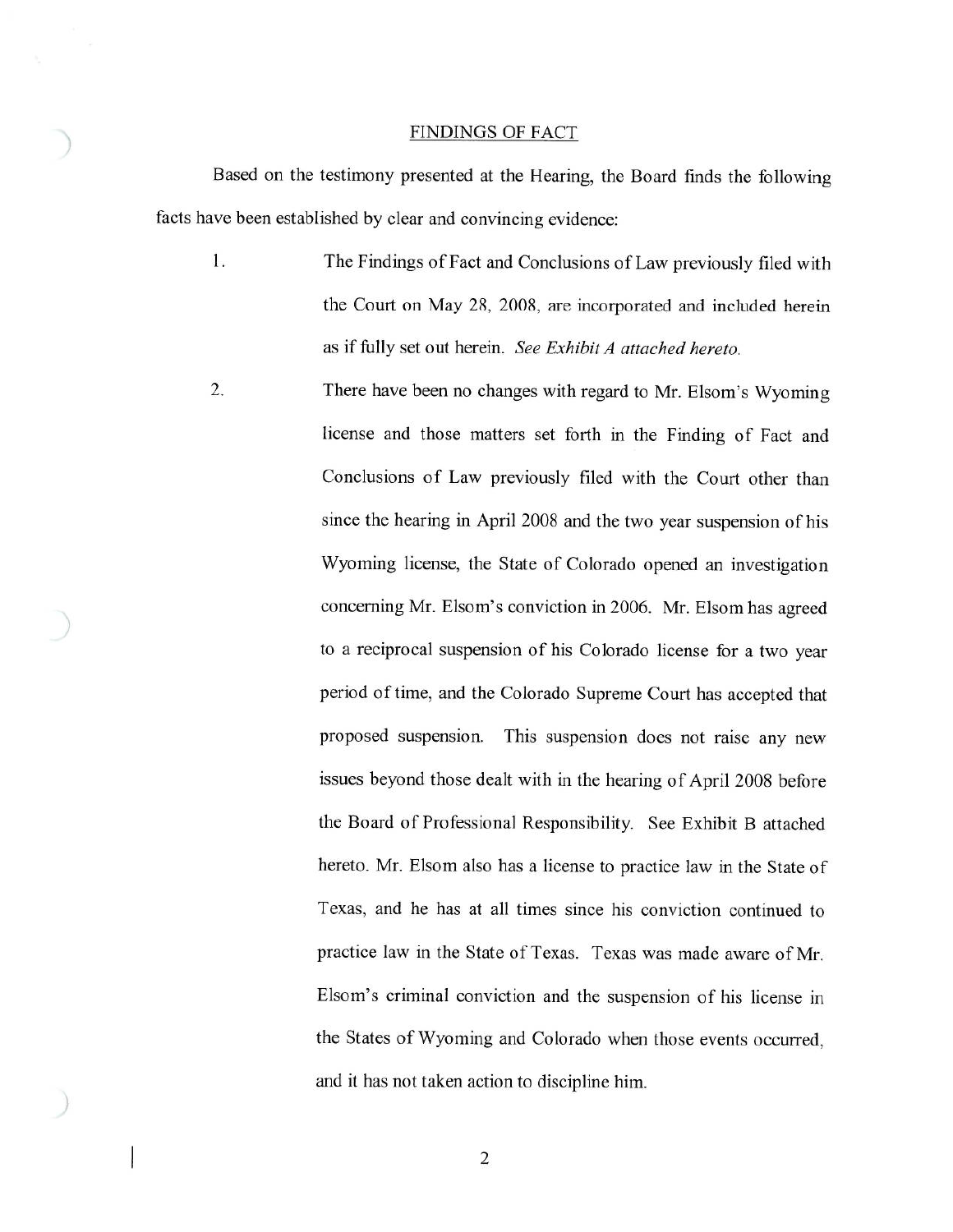## FINDINGS OF FACT

Based on the testimony presented at the Hearing, the Board finds the following facts have been established by clear and convincing evidence:

1. The Findings of Fact and Conclusions of Law previously filed with the Court on May 28, 2008, are incorporated and included herein as if fully set out herein. *See Exhibit A attached hereto.*

2. There have been no changes with regard to Mr. Elsom's Wyoming license and those matters set forth in the Finding of Fact and Conclusions of Law previously filed with the Court other than since the hearing in April 2008 and the two year suspension of his Wyoming license, the State of Colorado opened an investigation concerning Mr. Elsom's conviction in 2006. Mr. Elsom has agreed to a reciprocal suspension of his Colorado license for a two year period of time, and the Colorado Supreme Court has accepted that proposed suspension. This suspension does not raise any new issues beyond those dealt with in the hearing of April 2008 before the Board of Professional Responsibility. See Exhibit B attached hereto. Mr. Elsom also has a license to practice law in the State of Texas, and he has at all times since his conviction continued to practice law in the State of Texas. Texas was made aware of Mr. Elsom's criminal conviction and the suspension of his license in the States of Wyoming and Colorado when those events occurred, and it has not taken action to discipline him.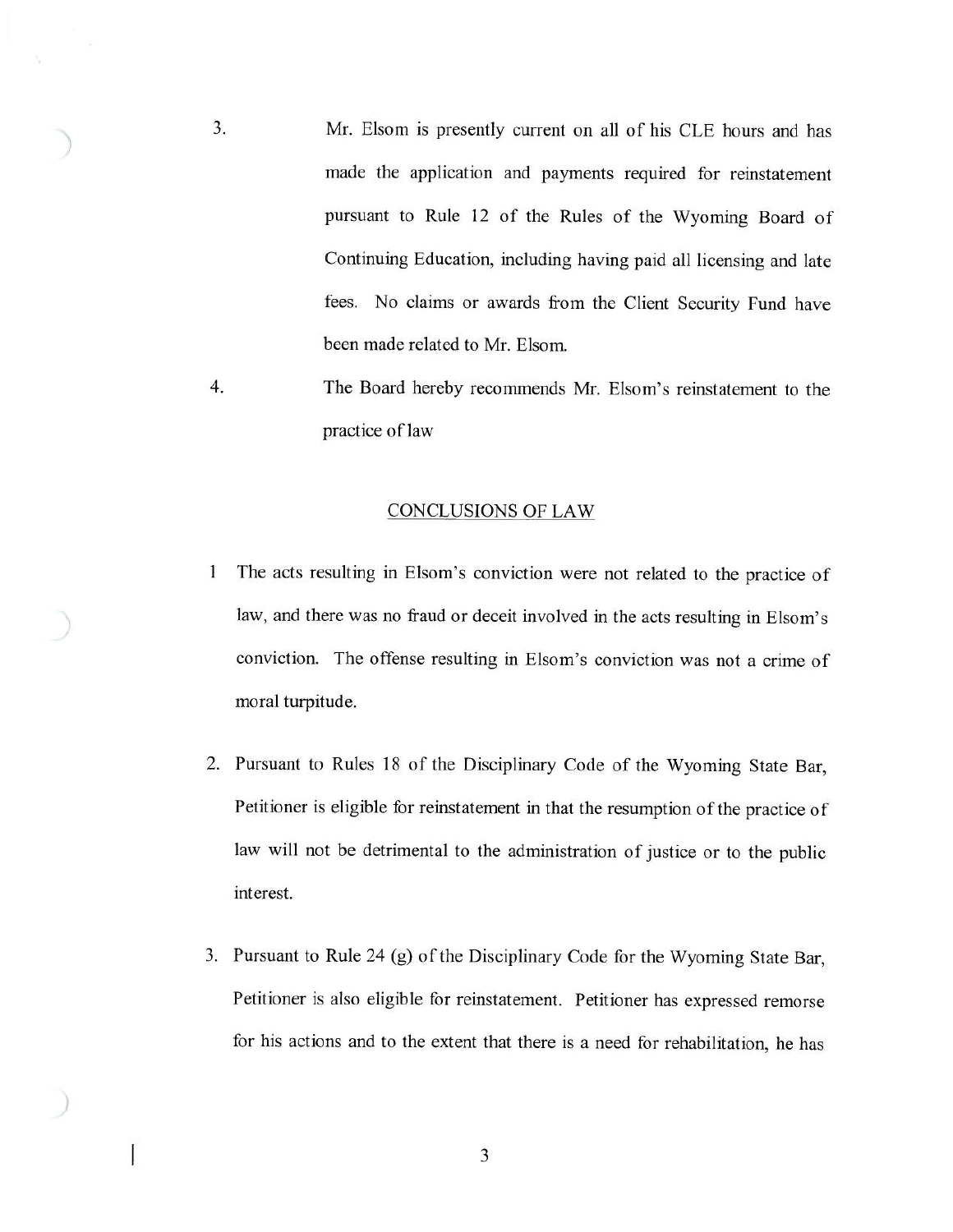3. Mr. Elsom is presently current on all of his CLE hours and has made the application and payments required for reinstatement pursuant to Rule 12 of the Rules of the Wyoming Board of Continuing Education, including having paid all licensing and late fees. No claims or awards from the Client Security Fund have been made related to Mr. Elsom.

4. The Board hereby recommends Mr. Elsom's reinstatement to the practice of law

## CONCLUSIONS OF LAW

1 The acts resulting in Elsom's conviction were not related to the practice of law, and there was no fraud or deceit involved in the acts resulting in Elsom's conviction. The offense resulting in Elsom's conviction was not a crime of moral turpitude.

2. Pursuant to Rules 18 of the Disciplinary Code of the Wyoming State Bar, Petitioner is eligible for reinstatement in that the resumption of the practice of law will not be detrimental to the administration of justice or to the public interest.

3. Pursuant to Rule 24 (g) of the Disciplinary Code for the Wyoming State Bar, Petitioner is also eligible for reinstatement. Petitioner has expressed remorse for his actions and to the extent that there is a need for rehabilitation, he has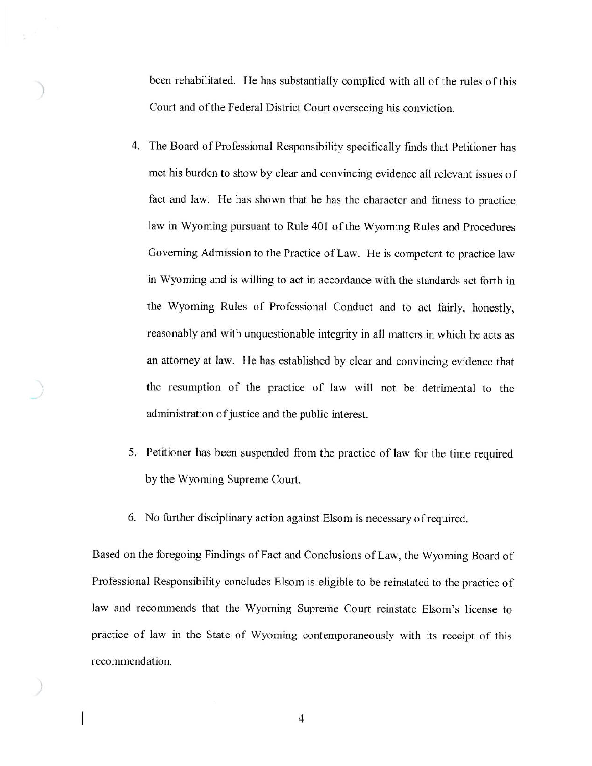been rehabilitated. He has substantially complied with all of the rules of this Court and of the Federal District Court overseeing his conviction.

4. The Board of Professional Responsibility specifically finds that Petitioner has met his burden to show by clear and convincing evidence all relevant issues of fact and law. He has shown that he has the character and fitness to practice law in Wyoming pursuant to Rule 401 of the Wyoming Rules and Procedures Governing Admission to the Practice of Law. He is competent to practice law in Wyoming and is willing to act in accordance with the standards set forth in the Wyoming Rules of Professional Conduct and to act fairly, honestly, reasonably and with unquestionable integrity in all matters in which he acts as an attorney at law. He has established by clear and convincing evidence that the resumption of the practice of law will not be detrimental to the administration of justice and the public interest.

5. Petitioner has been suspended from the practice of law for the time required by the Wyoming Supreme Court.

6. No further disciplinary action against Elsom is necessary of required.

Based on the foregoing Findings of Fact and Conclusions of Law, the Wyoming Board of Professional Responsibility concludes Elsom is eligible to be reinstated to the practice of law and recommends that the Wyoming Supreme Court reinstate Elsom's license to practice of law in the State of Wyoming contemporaneously with its receipt of this recommendation.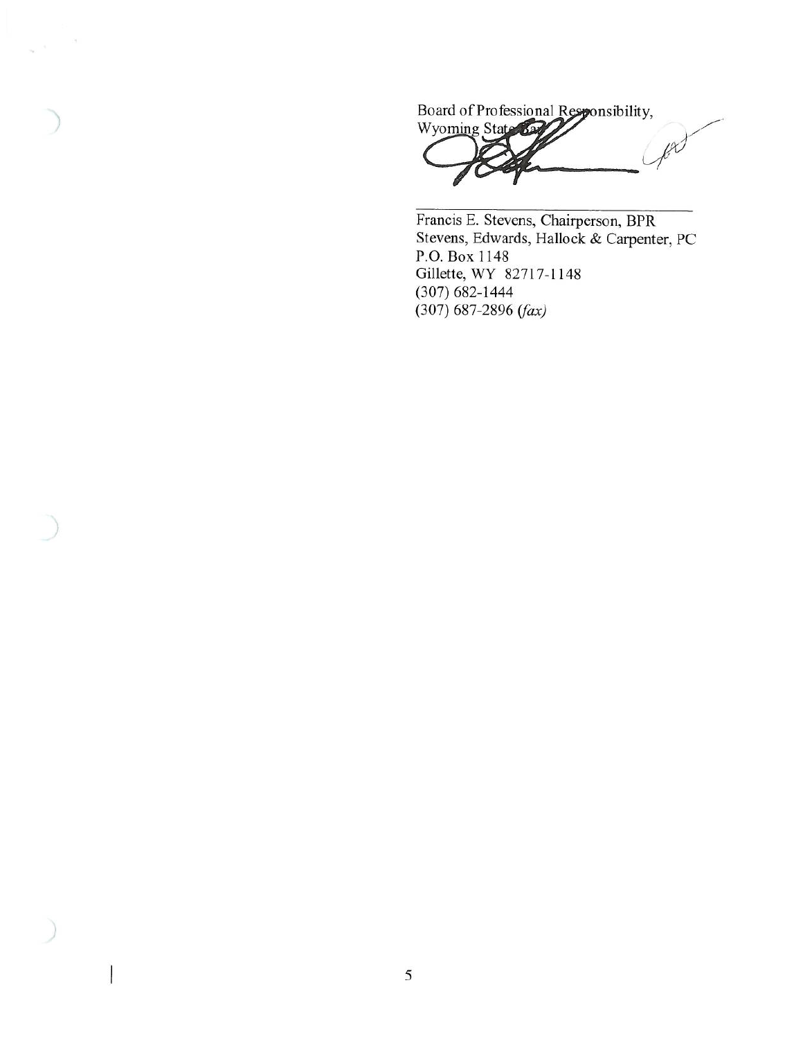Board of Professional Responsibility,
Wyoming State Bar

Francis E. Stevens, Chairperson, BPR
Stevens, Edwards, Hallock & Carpenter, PC
P.O. Box 1148
Gillette, WY 82717-1148
(307) 682-1444
(307) 687-2896 *(fax)*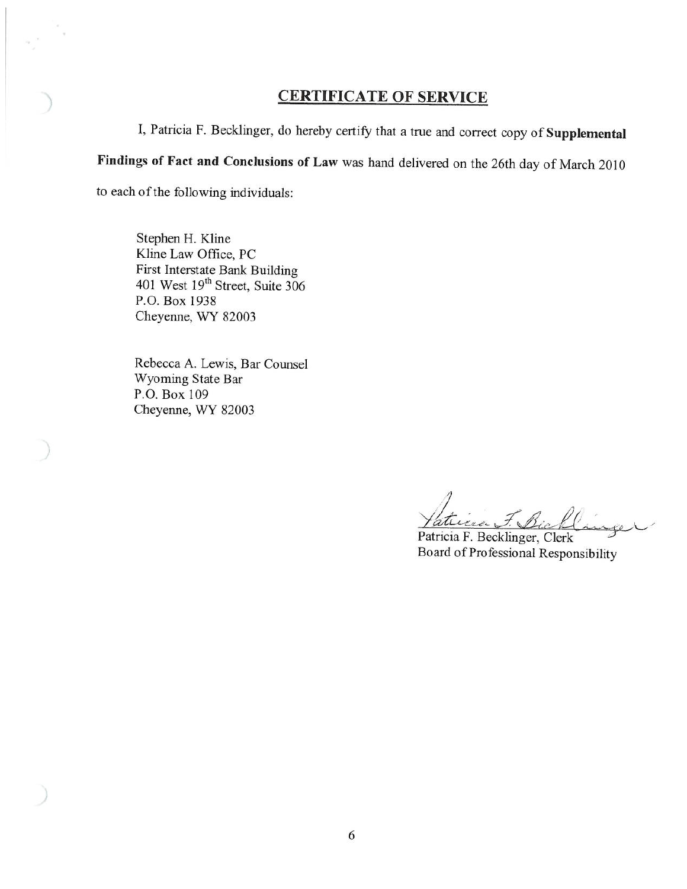## CERTIFICATE OF SERVICE

I, Patricia F. Becklinger, do hereby certify that a true and correct copy of **Supplemental Findings of Fact and Conclusions of Law** was hand delivered on the 26th day of March 2010 to each of the following individuals:

Stephen H. Kline
Kline Law Office, PC
First Interstate Bank Building
401 West 19th Street, Suite 306
P.O. Box 1938
Cheyenne, WY 82003

Rebecca A. Lewis, Bar Counsel
Wyoming State Bar
P.O. Box 109
Cheyenne, WY 82003

Patricia F. Becklinger

Patricia F. Becklinger, Clerk
Board of Professional Responsibility